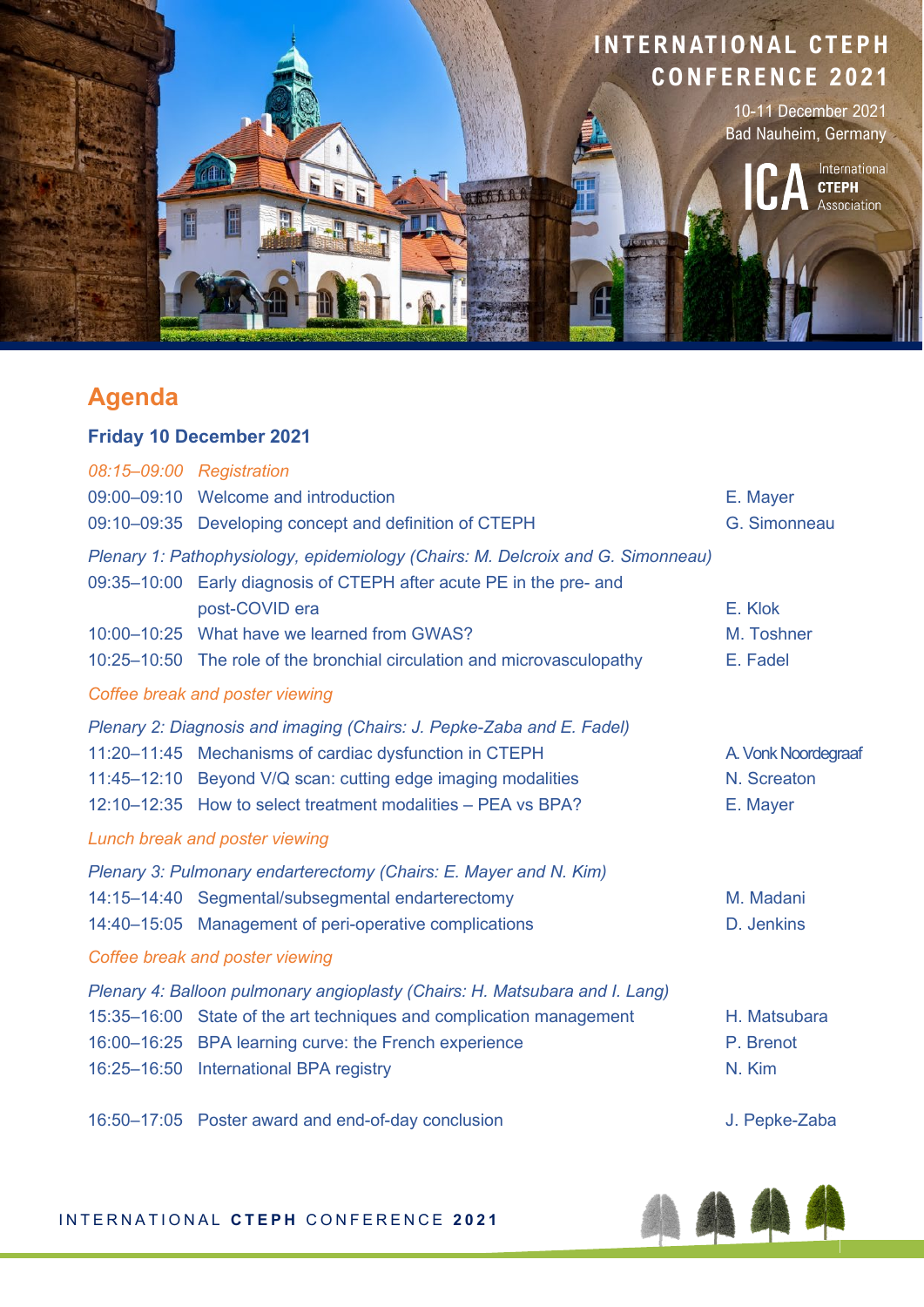# INTERNATIONAL CTEPH CONFERENCE 2021

10-11 December 2021
Bad Nauheim, Germany

ICA International CTEPH Association

## Agenda

### Friday 10 December 2021

| Time | Session | Speaker |
|---|---|---|
| *08:15–09:00* | *Registration* | |
| 09:00–09:10 | Welcome and introduction | E. Mayer |
| 09:10–09:35 | Developing concept and definition of CTEPH | G. Simonneau |
| *Plenary 1: Pathophysiology, epidemiology (Chairs: M. Delcroix and G. Simonneau)* | | |
| 09:35–10:00 | Early diagnosis of CTEPH after acute PE in the pre- and post-COVID era | E. Klok |
| 10:00–10:25 | What have we learned from GWAS? | M. Toshner |
| 10:25–10:50 | The role of the bronchial circulation and microvasculopathy | E. Fadel |
| *Coffee break and poster viewing* | | |
| *Plenary 2: Diagnosis and imaging (Chairs: J. Pepke-Zaba and E. Fadel)* | | |
| 11:20–11:45 | Mechanisms of cardiac dysfunction in CTEPH | A. Vonk Noordegraaf |
| 11:45–12:10 | Beyond V/Q scan: cutting edge imaging modalities | N. Screaton |
| 12:10–12:35 | How to select treatment modalities – PEA vs BPA? | E. Mayer |
| *Lunch break and poster viewing* | | |
| *Plenary 3: Pulmonary endarterectomy (Chairs: E. Mayer and N. Kim)* | | |
| 14:15–14:40 | Segmental/subsegmental endarterectomy | M. Madani |
| 14:40–15:05 | Management of peri-operative complications | D. Jenkins |
| *Coffee break and poster viewing* | | |
| *Plenary 4: Balloon pulmonary angioplasty (Chairs: H. Matsubara and I. Lang)* | | |
| 15:35–16:00 | State of the art techniques and complication management | H. Matsubara |
| 16:00–16:25 | BPA learning curve: the French experience | P. Brenot |
| 16:25–16:50 | International BPA registry | N. Kim |
| 16:50–17:05 | Poster award and end-of-day conclusion | J. Pepke-Zaba |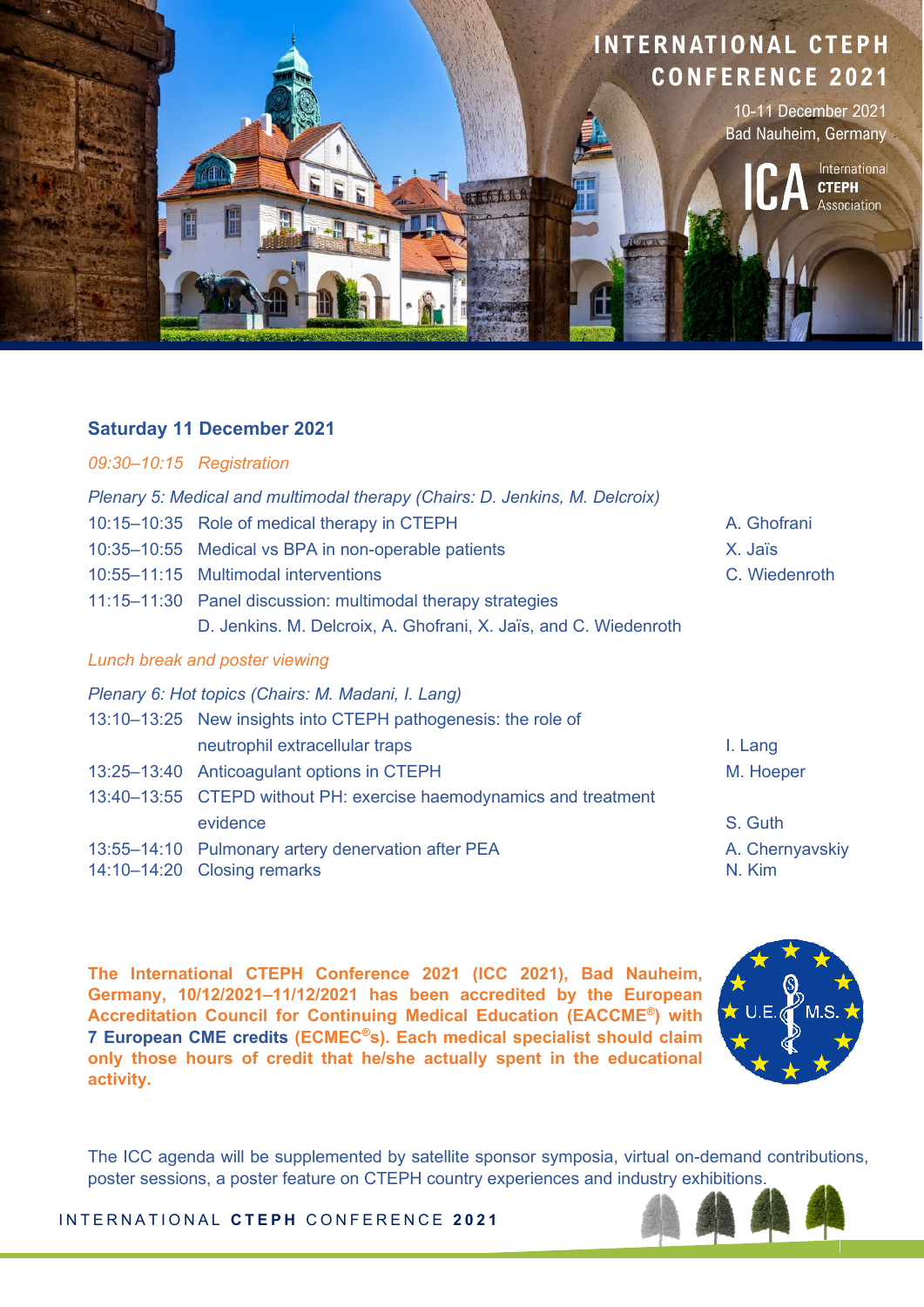# INTERNATIONAL CTEPH CONFERENCE 2021

10-11 December 2021
Bad Nauheim, Germany

ICA International CTEPH Association

## Saturday 11 December 2021

*09:30–10:15 Registration*

*Plenary 5: Medical and multimodal therapy (Chairs: D. Jenkins, M. Delcroix)*

| Time | Session | Speaker |
|---|---|---|
| 10:15–10:35 | Role of medical therapy in CTEPH | A. Ghofrani |
| 10:35–10:55 | Medical vs BPA in non-operable patients | X. Jaïs |
| 10:55–11:15 | Multimodal interventions | C. Wiedenroth |
| 11:15–11:30 | Panel discussion: multimodal therapy strategies<br>D. Jenkins. M. Delcroix, A. Ghofrani, X. Jaïs, and C. Wiedenroth | |

*Lunch break and poster viewing*

*Plenary 6: Hot topics (Chairs: M. Madani, I. Lang)*

| Time | Session | Speaker |
|---|---|---|
| 13:10–13:25 | New insights into CTEPH pathogenesis: the role of neutrophil extracellular traps | I. Lang |
| 13:25–13:40 | Anticoagulant options in CTEPH | M. Hoeper |
| 13:40–13:55 | CTEPD without PH: exercise haemodynamics and treatment evidence | S. Guth |
| 13:55–14:10 | Pulmonary artery denervation after PEA | A. Chernyavskiy |
| 14:10–14:20 | Closing remarks | N. Kim |

**The International CTEPH Conference 2021 (ICC 2021), Bad Nauheim, Germany, 10/12/2021–11/12/2021 has been accredited by the European Accreditation Council for Continuing Medical Education (EACCME®) with 7 European CME credits (ECMEC®s). Each medical specialist should claim only those hours of credit that he/she actually spent in the educational activity.**

The ICC agenda will be supplemented by satellite sponsor symposia, virtual on-demand contributions, poster sessions, a poster feature on CTEPH country experiences and industry exhibitions.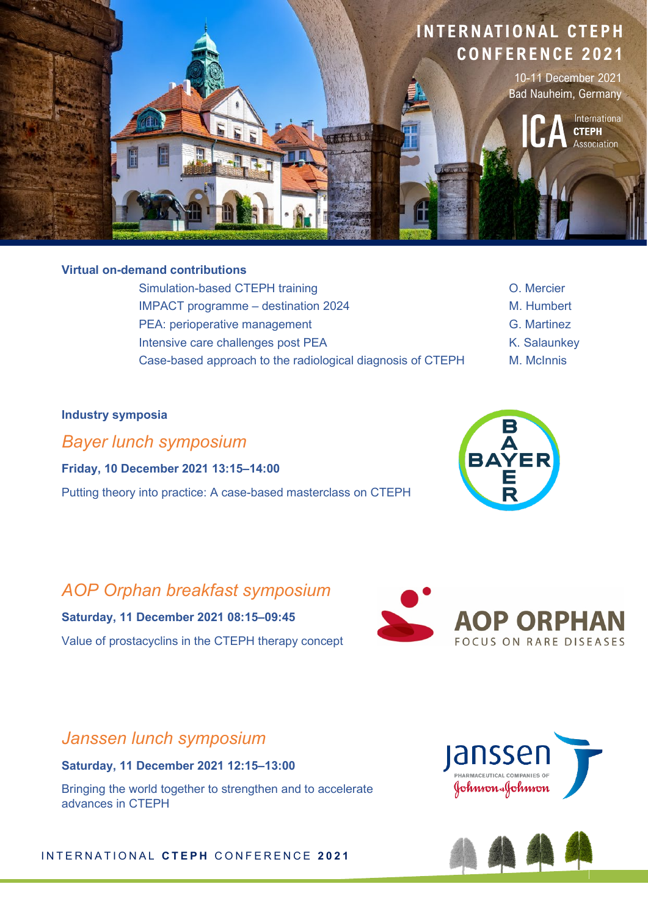# INTERNATIONAL CTEPH CONFERENCE 2021

10-11 December 2021
Bad Nauheim, Germany

ICA International CTEPH Association

## Virtual on-demand contributions

| Title | Speaker |
| --- | --- |
| Simulation-based CTEPH training | O. Mercier |
| IMPACT programme – destination 2024 | M. Humbert |
| PEA: perioperative management | G. Martinez |
| Intensive care challenges post PEA | K. Salaunkey |
| Case-based approach to the radiological diagnosis of CTEPH | M. McInnis |

## Industry symposia

### *Bayer lunch symposium*

**Friday, 10 December 2021 13:15–14:00**

Putting theory into practice: A case-based masterclass on CTEPH

### *AOP Orphan breakfast symposium*

**Saturday, 11 December 2021 08:15–09:45**

Value of prostacyclins in the CTEPH therapy concept

### *Janssen lunch symposium*

**Saturday, 11 December 2021 12:15–13:00**

Bringing the world together to strengthen and to accelerate advances in CTEPH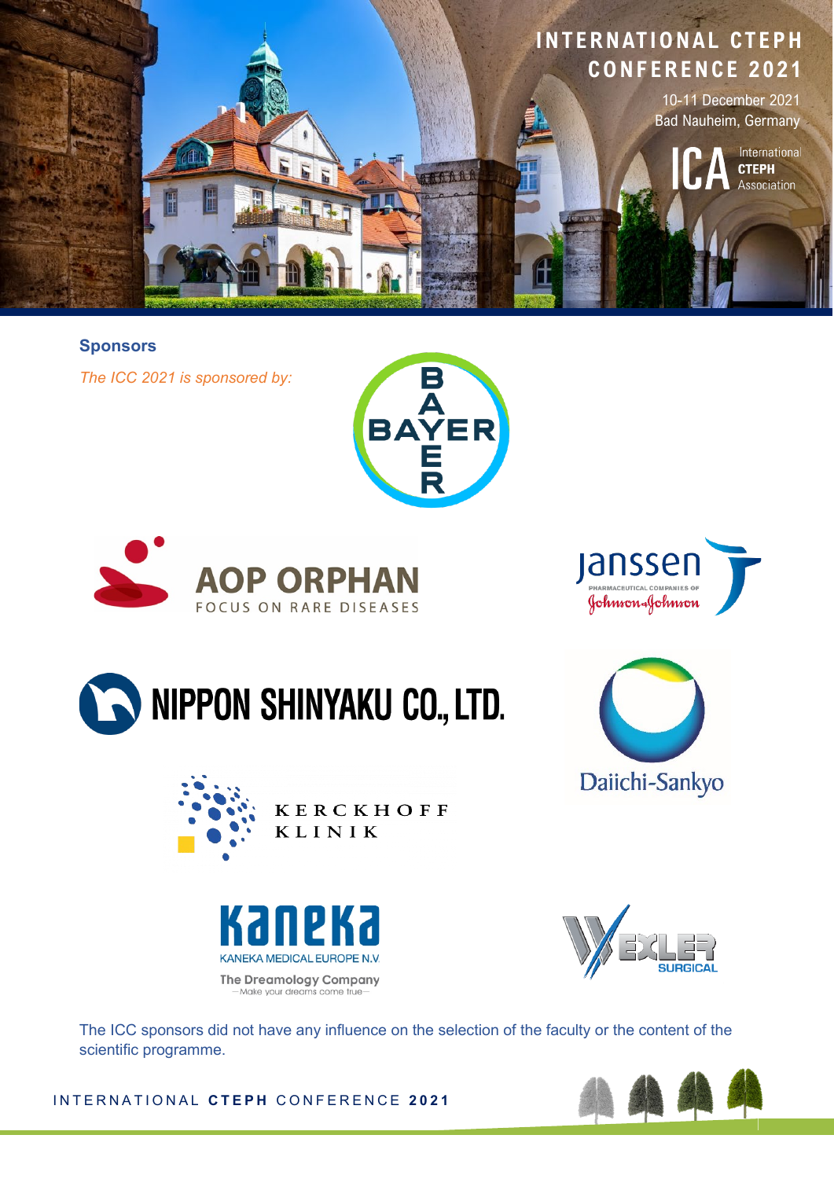## Sponsors

*The ICC 2021 is sponsored by:*

BAYER

AOP ORPHAN
FOCUS ON RARE DISEASES

Janssen
PHARMACEUTICAL COMPANIES OF Johnson & Johnson

NIPPON SHINYAKU CO., LTD.

Daiichi-Sankyo

KERCKHOFF KLINIK

Kaneka
KANEKA MEDICAL EUROPE N.V.
The Dreamology Company
—Make your dreams come true—

WEXLER SURGICAL

The ICC sponsors did not have any influence on the selection of the faculty or the content of the scientific programme.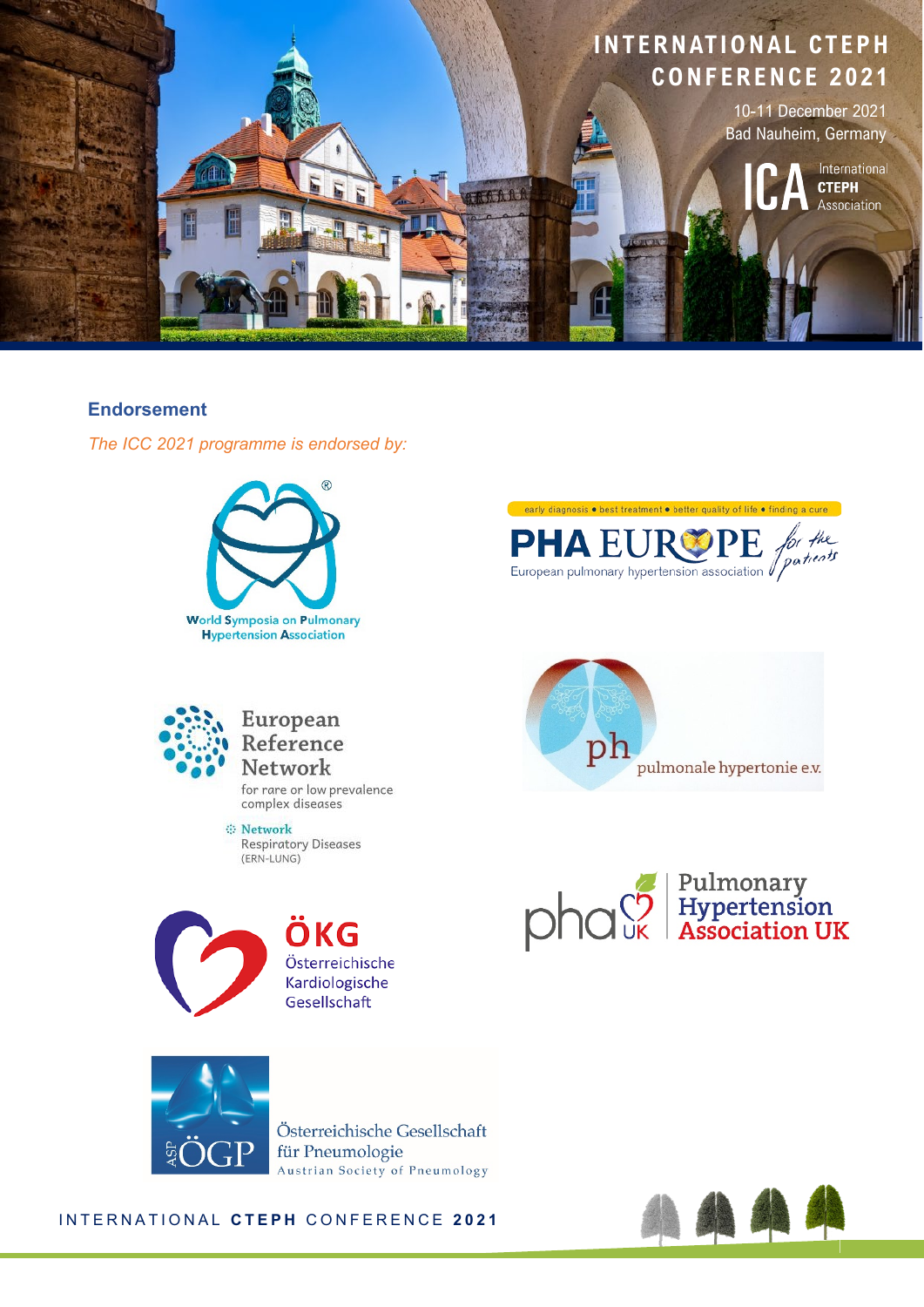# INTERNATIONAL CTEPH CONFERENCE 2021

10-11 December 2021
Bad Nauheim, Germany

ICA International CTEPH Association

## Endorsement

*The ICC 2021 programme is endorsed by:*

World Symposia on Pulmonary Hypertension Association

early diagnosis • best treatment • better quality of life • finding a cure

PHA EUROPE for the patients
European pulmonary hypertension association

European Reference Network
for rare or low prevalence complex diseases

Network
Respiratory Diseases
(ERN-LUNG)

ph pulmonale hypertonie e.v.

ÖKG
Österreichische Kardiologische Gesellschaft

pha UK Pulmonary Hypertension Association UK

ASP ÖGP
Österreichische Gesellschaft für Pneumologie
Austrian Society of Pneumology